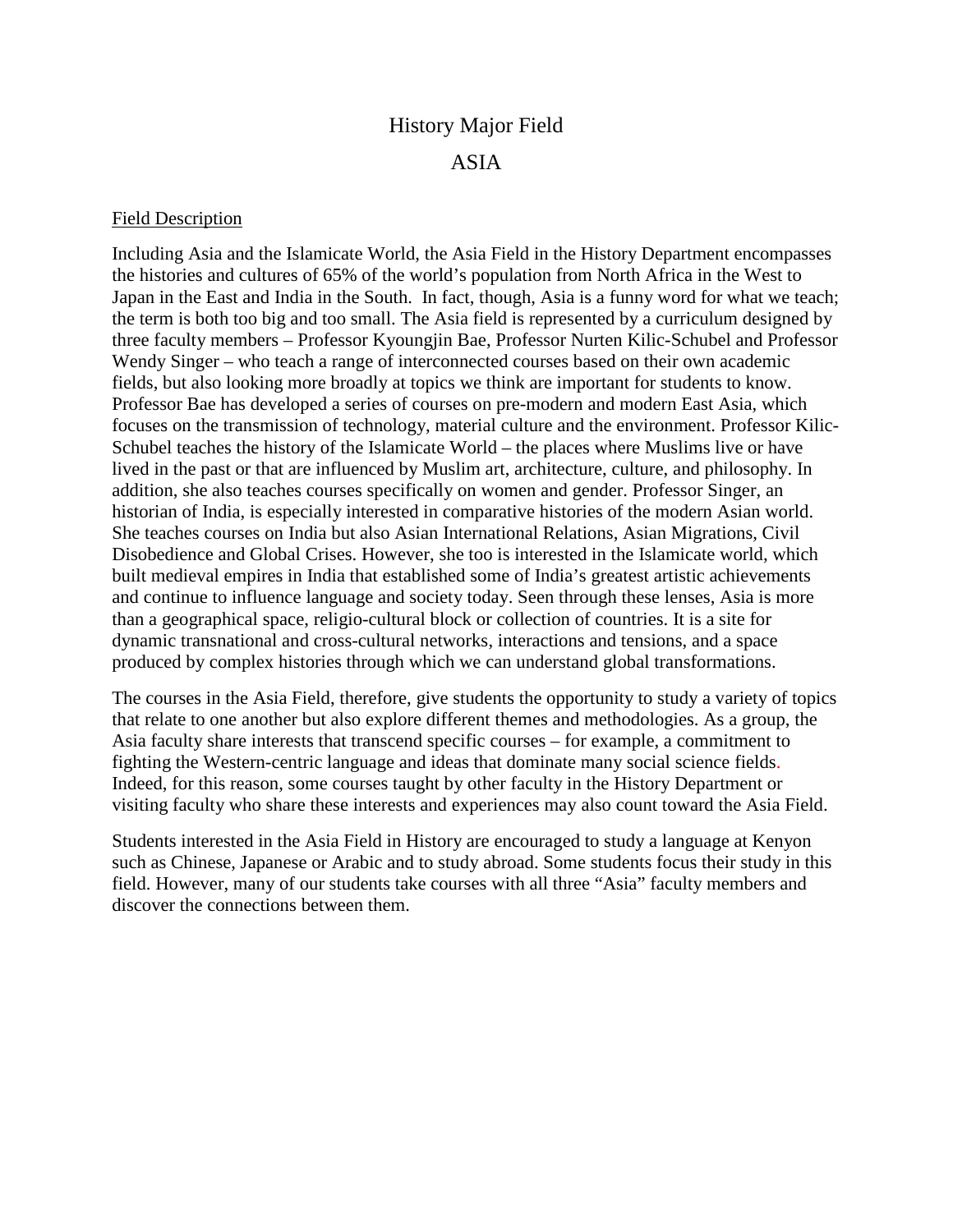# History Major Field

# ASIA

## Field Description

Including Asia and the Islamicate World, the Asia Field in the History Department encompasses the histories and cultures of 65% of the world's population from North Africa in the West to Japan in the East and India in the South. In fact, though, Asia is a funny word for what we teach; the term is both too big and too small. The Asia field is represented by a curriculum designed by three faculty members – Professor Kyoungjin Bae, Professor Nurten Kilic-Schubel and Professor Wendy Singer – who teach a range of interconnected courses based on their own academic fields, but also looking more broadly at topics we think are important for students to know. Professor Bae has developed a series of courses on pre-modern and modern East Asia, which focuses on the transmission of technology, material culture and the environment. Professor Kilic-Schubel teaches the history of the Islamicate World – the places where Muslims live or have lived in the past or that are influenced by Muslim art, architecture, culture, and philosophy. In addition, she also teaches courses specifically on women and gender. Professor Singer, an historian of India, is especially interested in comparative histories of the modern Asian world. She teaches courses on India but also Asian International Relations, Asian Migrations, Civil Disobedience and Global Crises. However, she too is interested in the Islamicate world, which built medieval empires in India that established some of India's greatest artistic achievements and continue to influence language and society today. Seen through these lenses, Asia is more than a geographical space, religio-cultural block or collection of countries. It is a site for dynamic transnational and cross-cultural networks, interactions and tensions, and a space produced by complex histories through which we can understand global transformations.

The courses in the Asia Field, therefore, give students the opportunity to study a variety of topics that relate to one another but also explore different themes and methodologies. As a group, the Asia faculty share interests that transcend specific courses – for example, a commitment to fighting the Western-centric language and ideas that dominate many social science fields. Indeed, for this reason, some courses taught by other faculty in the History Department or visiting faculty who share these interests and experiences may also count toward the Asia Field.

Students interested in the Asia Field in History are encouraged to study a language at Kenyon such as Chinese, Japanese or Arabic and to study abroad. Some students focus their study in this field. However, many of our students take courses with all three "Asia" faculty members and discover the connections between them.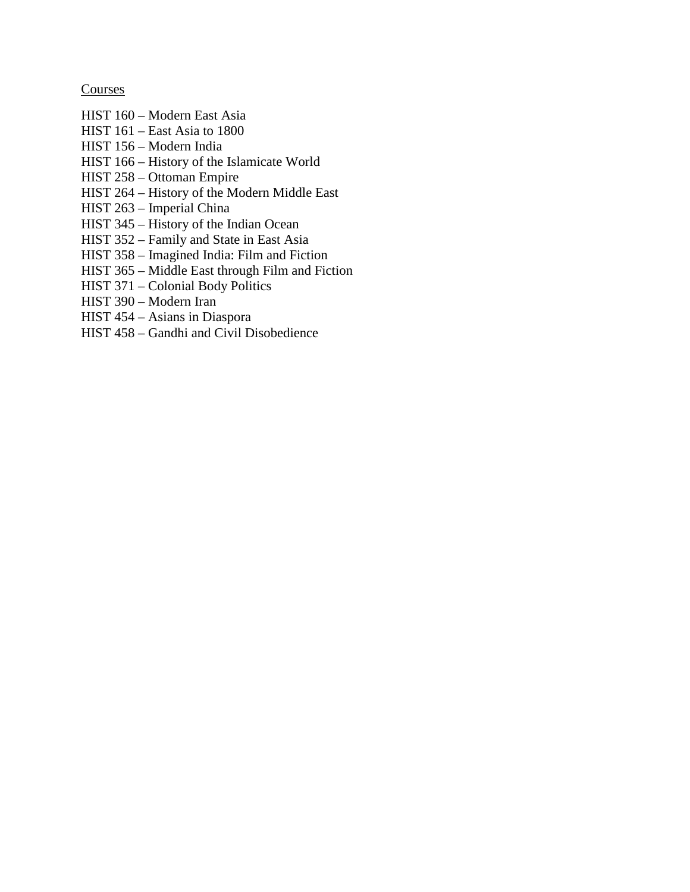<u>Courses</u>

HIST 160 – Modern East Asia
HIST 161 – East Asia to 1800
HIST 156 – Modern India
HIST 166 – History of the Islamicate World
HIST 258 – Ottoman Empire
HIST 264 – History of the Modern Middle East
HIST 263 – Imperial China
HIST 345 – History of the Indian Ocean
HIST 352 – Family and State in East Asia
HIST 358 – Imagined India: Film and Fiction
HIST 365 – Middle East through Film and Fiction
HIST 371 – Colonial Body Politics
HIST 390 – Modern Iran
HIST 454 – Asians in Diaspora
HIST 458 – Gandhi and Civil Disobedience